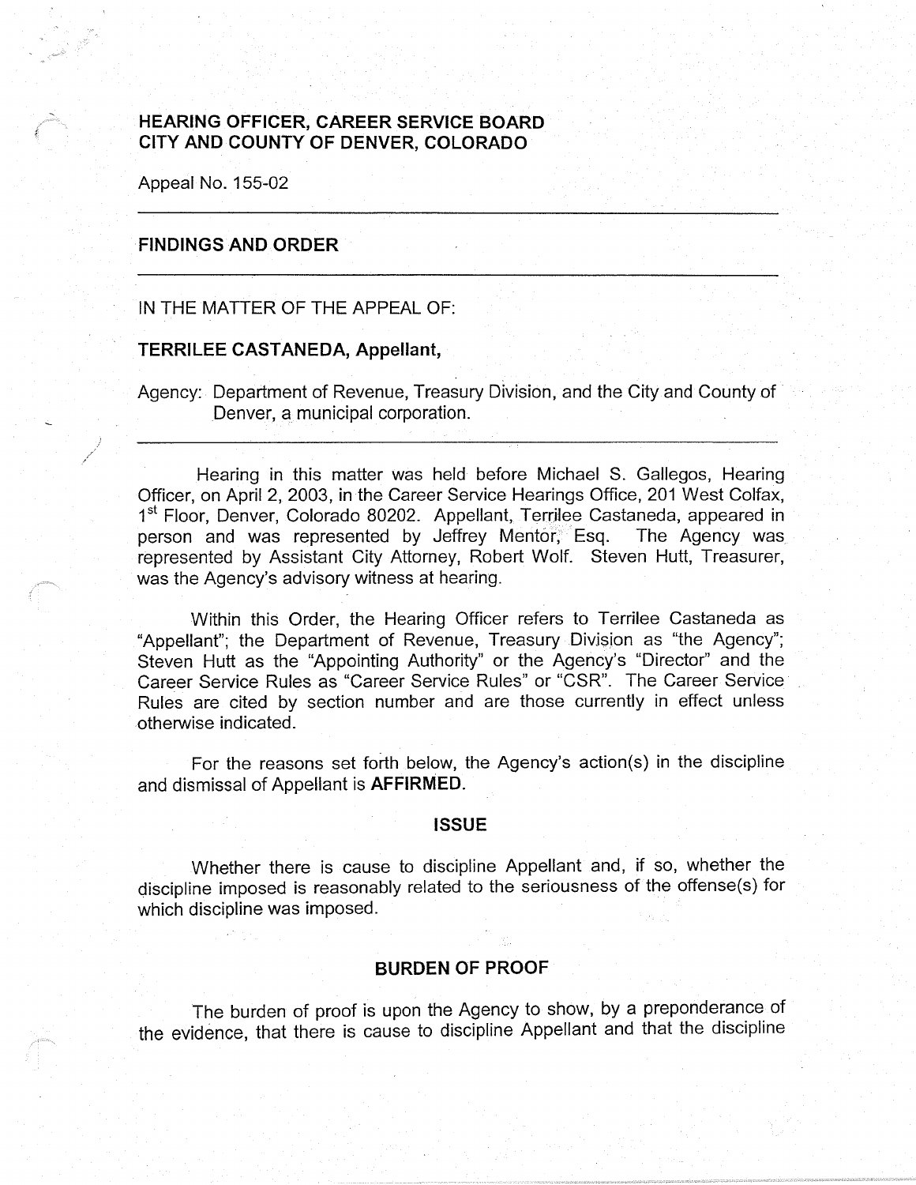**HEARING OFFICER, CAREER SERVICE BOARD**
**CITY AND COUNTY OF DENVER, COLORADO**

Appeal No. 155-02

---

## FINDINGS AND ORDER

---

IN THE MATTER OF THE APPEAL OF:

**TERRILEE CASTANEDA, Appellant,**

Agency: Department of Revenue, Treasury Division, and the City and County of Denver, a municipal corporation.

---

Hearing in this matter was held before Michael S. Gallegos, Hearing Officer, on April 2, 2003, in the Career Service Hearings Office, 201 West Colfax, 1st Floor, Denver, Colorado 80202. Appellant, Terrilee Castaneda, appeared in person and was represented by Jeffrey Mentor, Esq. The Agency was represented by Assistant City Attorney, Robert Wolf. Steven Hutt, Treasurer, was the Agency's advisory witness at hearing.

Within this Order, the Hearing Officer refers to Terrilee Castaneda as "Appellant"; the Department of Revenue, Treasury Division as "the Agency"; Steven Hutt as the "Appointing Authority" or the Agency's "Director" and the Career Service Rules as "Career Service Rules" or "CSR". The Career Service Rules are cited by section number and are those currently in effect unless otherwise indicated.

For the reasons set forth below, the Agency's action(s) in the discipline and dismissal of Appellant is **AFFIRMED**.

### ISSUE

Whether there is cause to discipline Appellant and, if so, whether the discipline imposed is reasonably related to the seriousness of the offense(s) for which discipline was imposed.

### BURDEN OF PROOF

The burden of proof is upon the Agency to show, by a preponderance of the evidence, that there is cause to discipline Appellant and that the discipline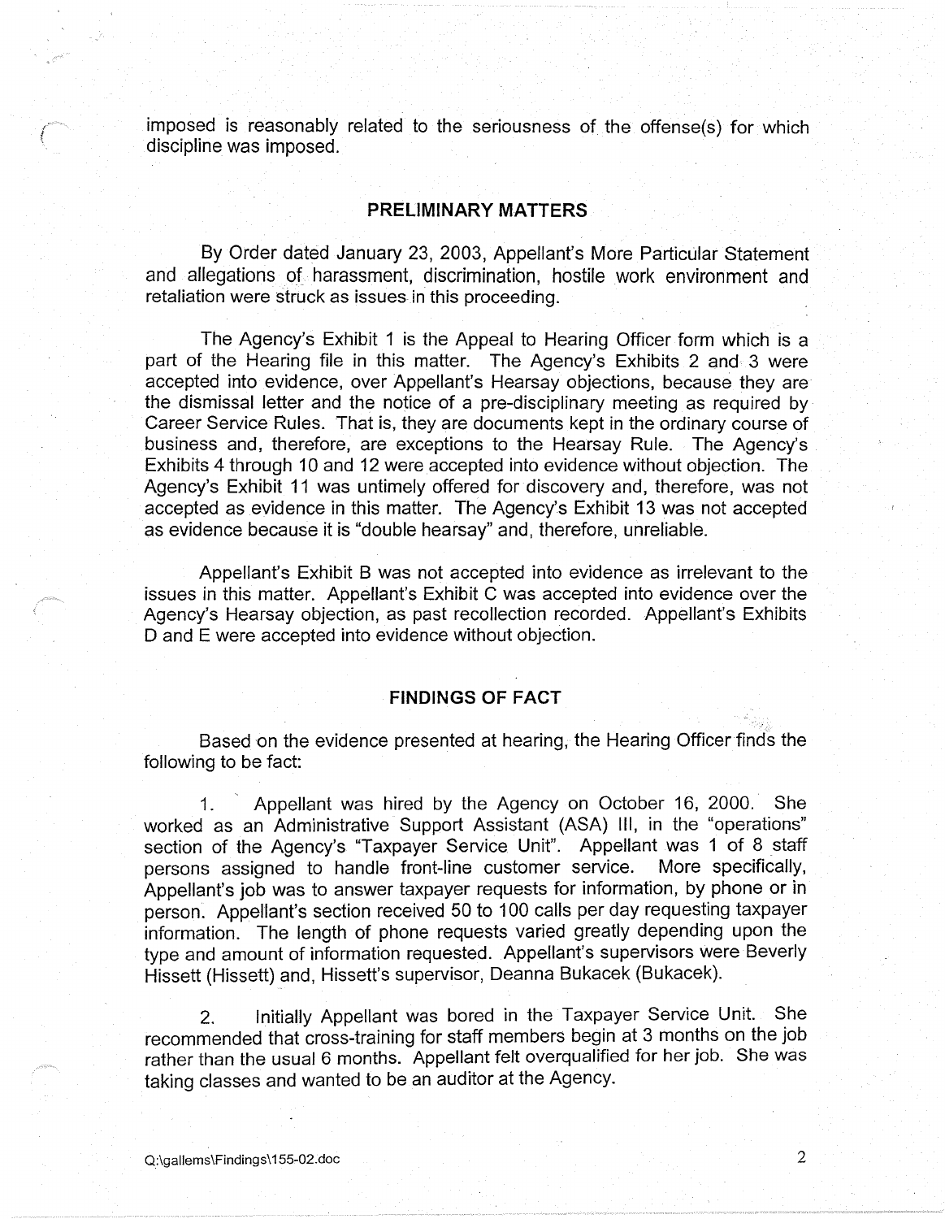imposed is reasonably related to the seriousness of the offense(s) for which discipline was imposed.

## PRELIMINARY MATTERS

By Order dated January 23, 2003, Appellant's More Particular Statement and allegations of harassment, discrimination, hostile work environment and retaliation were struck as issues in this proceeding.

The Agency's Exhibit 1 is the Appeal to Hearing Officer form which is a part of the Hearing file in this matter. The Agency's Exhibits 2 and 3 were accepted into evidence, over Appellant's Hearsay objections, because they are the dismissal letter and the notice of a pre-disciplinary meeting as required by Career Service Rules. That is, they are documents kept in the ordinary course of business and, therefore, are exceptions to the Hearsay Rule. The Agency's Exhibits 4 through 10 and 12 were accepted into evidence without objection. The Agency's Exhibit 11 was untimely offered for discovery and, therefore, was not accepted as evidence in this matter. The Agency's Exhibit 13 was not accepted as evidence because it is "double hearsay" and, therefore, unreliable.

Appellant's Exhibit B was not accepted into evidence as irrelevant to the issues in this matter. Appellant's Exhibit C was accepted into evidence over the Agency's Hearsay objection, as past recollection recorded. Appellant's Exhibits D and E were accepted into evidence without objection.

## FINDINGS OF FACT

Based on the evidence presented at hearing, the Hearing Officer finds the following to be fact:

1. Appellant was hired by the Agency on October 16, 2000. She worked as an Administrative Support Assistant (ASA) III, in the "operations" section of the Agency's "Taxpayer Service Unit". Appellant was 1 of 8 staff persons assigned to handle front-line customer service. More specifically, Appellant's job was to answer taxpayer requests for information, by phone or in person. Appellant's section received 50 to 100 calls per day requesting taxpayer information. The length of phone requests varied greatly depending upon the type and amount of information requested. Appellant's supervisors were Beverly Hissett (Hissett) and, Hissett's supervisor, Deanna Bukacek (Bukacek).

2. Initially Appellant was bored in the Taxpayer Service Unit. She recommended that cross-training for staff members begin at 3 months on the job rather than the usual 6 months. Appellant felt overqualified for her job. She was taking classes and wanted to be an auditor at the Agency.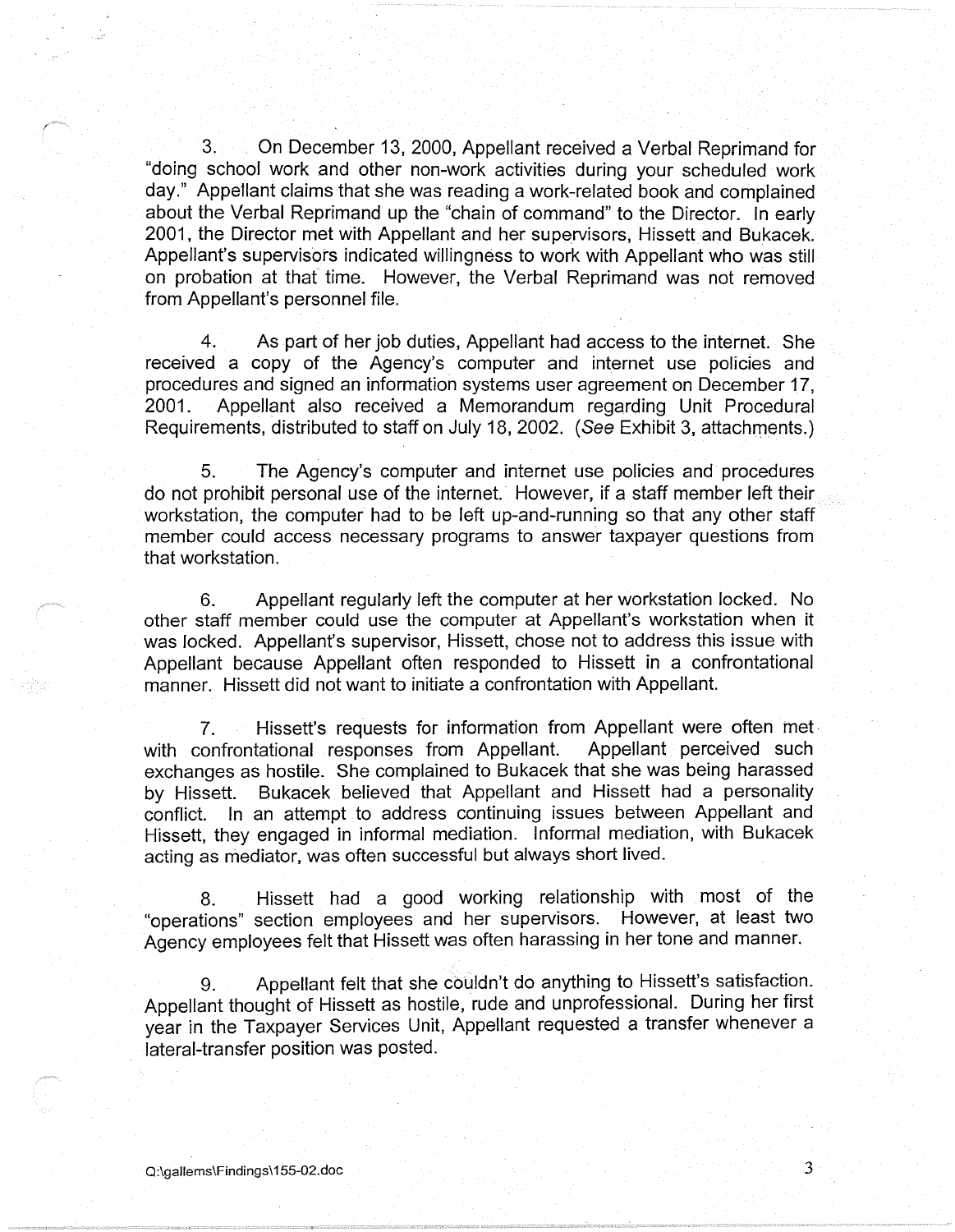3. On December 13, 2000, Appellant received a Verbal Reprimand for "doing school work and other non-work activities during your scheduled work day." Appellant claims that she was reading a work-related book and complained about the Verbal Reprimand up the "chain of command" to the Director. In early 2001, the Director met with Appellant and her supervisors, Hissett and Bukacek. Appellant's supervisors indicated willingness to work with Appellant who was still on probation at that time. However, the Verbal Reprimand was not removed from Appellant's personnel file.

4. As part of her job duties, Appellant had access to the internet. She received a copy of the Agency's computer and internet use policies and procedures and signed an information systems user agreement on December 17, 2001. Appellant also received a Memorandum regarding Unit Procedural Requirements, distributed to staff on July 18, 2002. (*See* Exhibit 3, attachments.)

5. The Agency's computer and internet use policies and procedures do not prohibit personal use of the internet. However, if a staff member left their workstation, the computer had to be left up-and-running so that any other staff member could access necessary programs to answer taxpayer questions from that workstation.

6. Appellant regularly left the computer at her workstation locked. No other staff member could use the computer at Appellant's workstation when it was locked. Appellant's supervisor, Hissett, chose not to address this issue with Appellant because Appellant often responded to Hissett in a confrontational manner. Hissett did not want to initiate a confrontation with Appellant.

7. Hissett's requests for information from Appellant were often met with confrontational responses from Appellant. Appellant perceived such exchanges as hostile. She complained to Bukacek that she was being harassed by Hissett. Bukacek believed that Appellant and Hissett had a personality conflict. In an attempt to address continuing issues between Appellant and Hissett, they engaged in informal mediation. Informal mediation, with Bukacek acting as mediator, was often successful but always short lived.

8. Hissett had a good working relationship with most of the "operations" section employees and her supervisors. However, at least two Agency employees felt that Hissett was often harassing in her tone and manner.

9. Appellant felt that she couldn't do anything to Hissett's satisfaction. Appellant thought of Hissett as hostile, rude and unprofessional. During her first year in the Taxpayer Services Unit, Appellant requested a transfer whenever a lateral-transfer position was posted.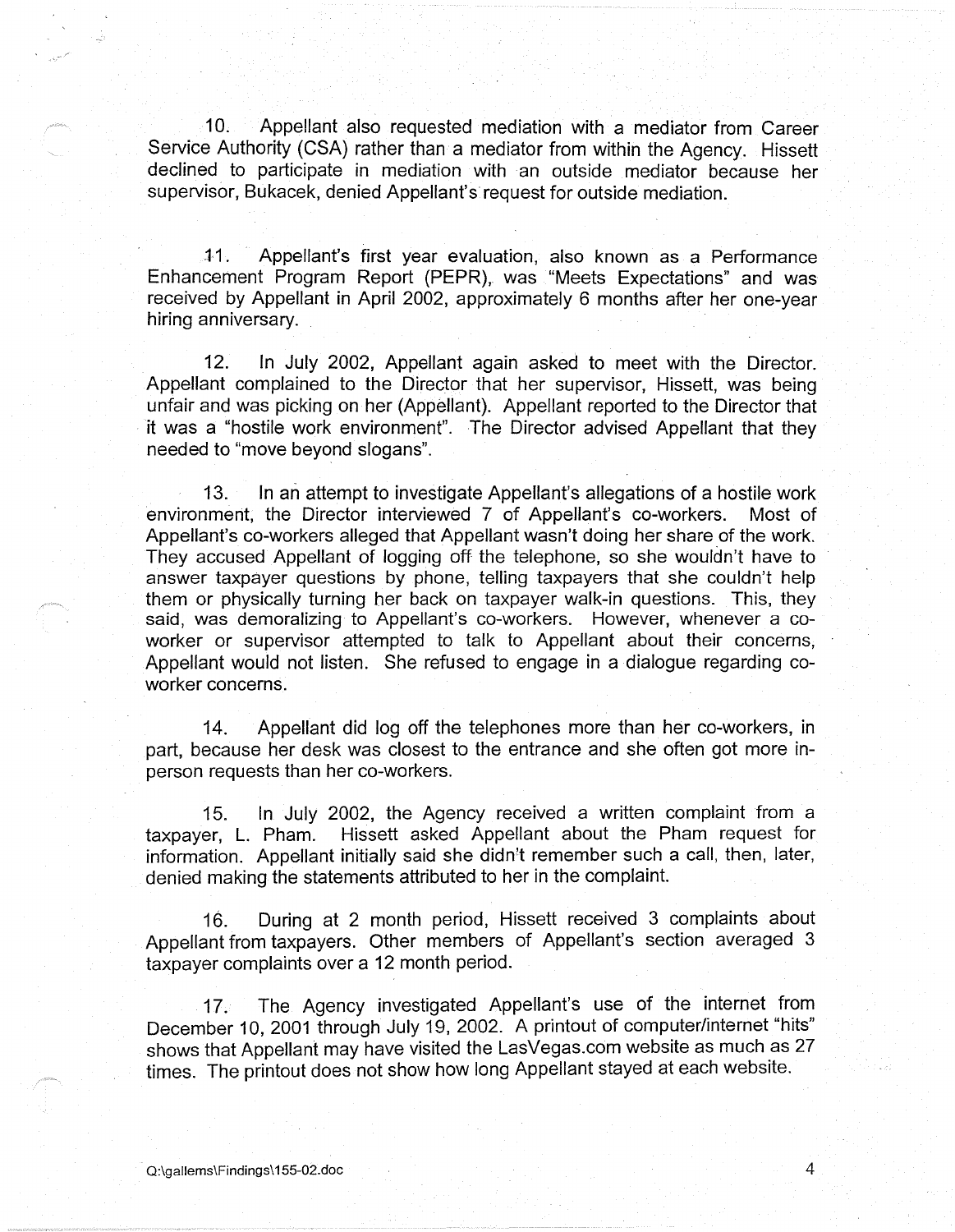10. Appellant also requested mediation with a mediator from Career Service Authority (CSA) rather than a mediator from within the Agency. Hissett declined to participate in mediation with an outside mediator because her supervisor, Bukacek, denied Appellant's request for outside mediation.

11. Appellant's first year evaluation, also known as a Performance Enhancement Program Report (PEPR), was "Meets Expectations" and was received by Appellant in April 2002, approximately 6 months after her one-year hiring anniversary.

12. In July 2002, Appellant again asked to meet with the Director. Appellant complained to the Director that her supervisor, Hissett, was being unfair and was picking on her (Appellant). Appellant reported to the Director that it was a "hostile work environment". The Director advised Appellant that they needed to "move beyond slogans".

13. In an attempt to investigate Appellant's allegations of a hostile work environment, the Director interviewed 7 of Appellant's co-workers. Most of Appellant's co-workers alleged that Appellant wasn't doing her share of the work. They accused Appellant of logging off the telephone, so she wouldn't have to answer taxpayer questions by phone, telling taxpayers that she couldn't help them or physically turning her back on taxpayer walk-in questions. This, they said, was demoralizing to Appellant's co-workers. However, whenever a co-worker or supervisor attempted to talk to Appellant about their concerns, Appellant would not listen. She refused to engage in a dialogue regarding co-worker concerns.

14. Appellant did log off the telephones more than her co-workers, in part, because her desk was closest to the entrance and she often got more in-person requests than her co-workers.

15. In July 2002, the Agency received a written complaint from a taxpayer, L. Pham. Hissett asked Appellant about the Pham request for information. Appellant initially said she didn't remember such a call, then, later, denied making the statements attributed to her in the complaint.

16. During at 2 month period, Hissett received 3 complaints about Appellant from taxpayers. Other members of Appellant's section averaged 3 taxpayer complaints over a 12 month period.

17. The Agency investigated Appellant's use of the internet from December 10, 2001 through July 19, 2002. A printout of computer/internet "hits" shows that Appellant may have visited the LasVegas.com website as much as 27 times. The printout does not show how long Appellant stayed at each website.

Q:\gallems\Findings\155-02.doc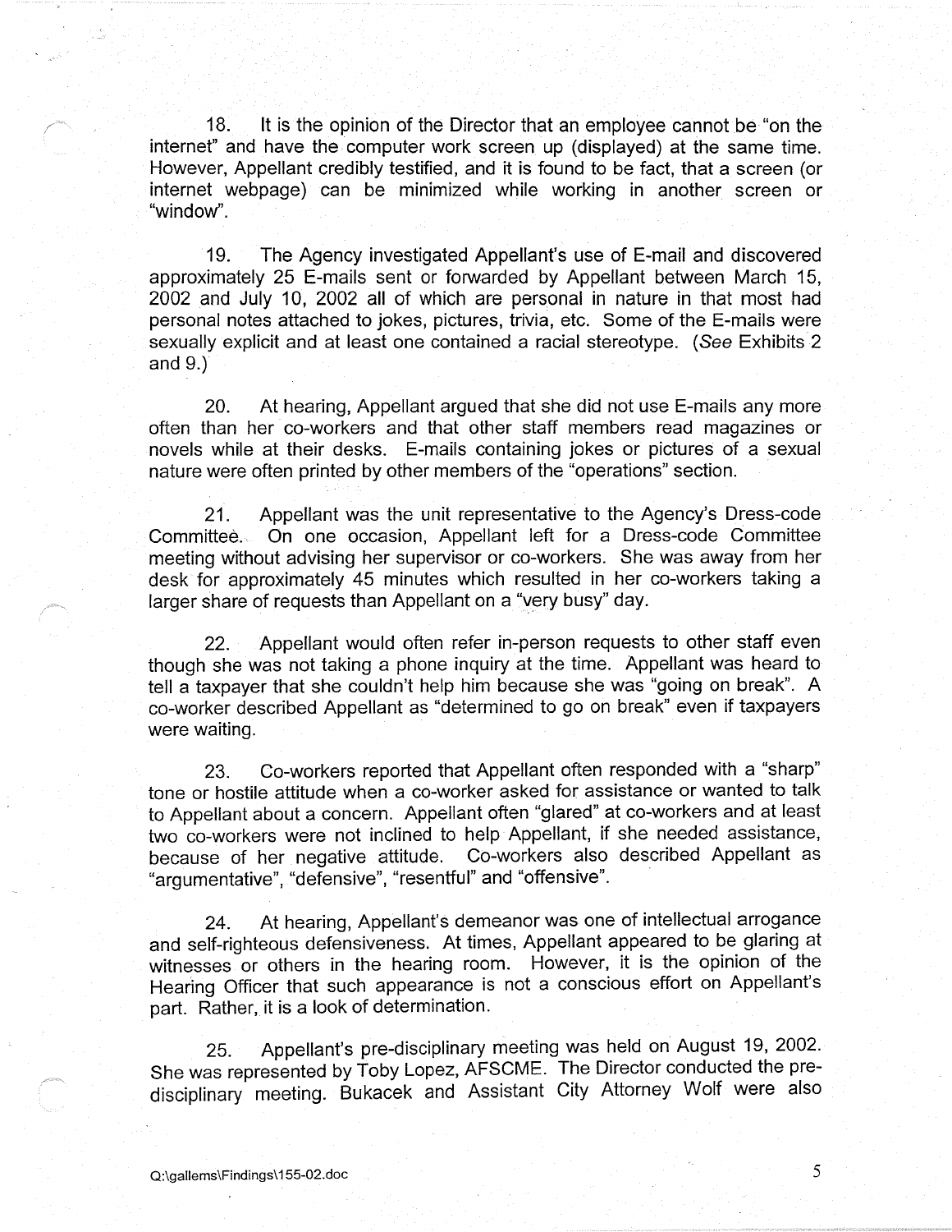18. It is the opinion of the Director that an employee cannot be "on the internet" and have the computer work screen up (displayed) at the same time. However, Appellant credibly testified, and it is found to be fact, that a screen (or internet webpage) can be minimized while working in another screen or "window".

19. The Agency investigated Appellant's use of E-mail and discovered approximately 25 E-mails sent or forwarded by Appellant between March 15, 2002 and July 10, 2002 all of which are personal in nature in that most had personal notes attached to jokes, pictures, trivia, etc. Some of the E-mails were sexually explicit and at least one contained a racial stereotype. (*See* Exhibits 2 and 9.)

20. At hearing, Appellant argued that she did not use E-mails any more often than her co-workers and that other staff members read magazines or novels while at their desks. E-mails containing jokes or pictures of a sexual nature were often printed by other members of the "operations" section.

21. Appellant was the unit representative to the Agency's Dress-code Committee. On one occasion, Appellant left for a Dress-code Committee meeting without advising her supervisor or co-workers. She was away from her desk for approximately 45 minutes which resulted in her co-workers taking a larger share of requests than Appellant on a "very busy" day.

22. Appellant would often refer in-person requests to other staff even though she was not taking a phone inquiry at the time. Appellant was heard to tell a taxpayer that she couldn't help him because she was "going on break". A co-worker described Appellant as "determined to go on break" even if taxpayers were waiting.

23. Co-workers reported that Appellant often responded with a "sharp" tone or hostile attitude when a co-worker asked for assistance or wanted to talk to Appellant about a concern. Appellant often "glared" at co-workers and at least two co-workers were not inclined to help Appellant, if she needed assistance, because of her negative attitude. Co-workers also described Appellant as "argumentative", "defensive", "resentful" and "offensive".

24. At hearing, Appellant's demeanor was one of intellectual arrogance and self-righteous defensiveness. At times, Appellant appeared to be glaring at witnesses or others in the hearing room. However, it is the opinion of the Hearing Officer that such appearance is not a conscious effort on Appellant's part. Rather, it is a look of determination.

25. Appellant's pre-disciplinary meeting was held on August 19, 2002. She was represented by Toby Lopez, AFSCME. The Director conducted the pre-disciplinary meeting. Bukacek and Assistant City Attorney Wolf were also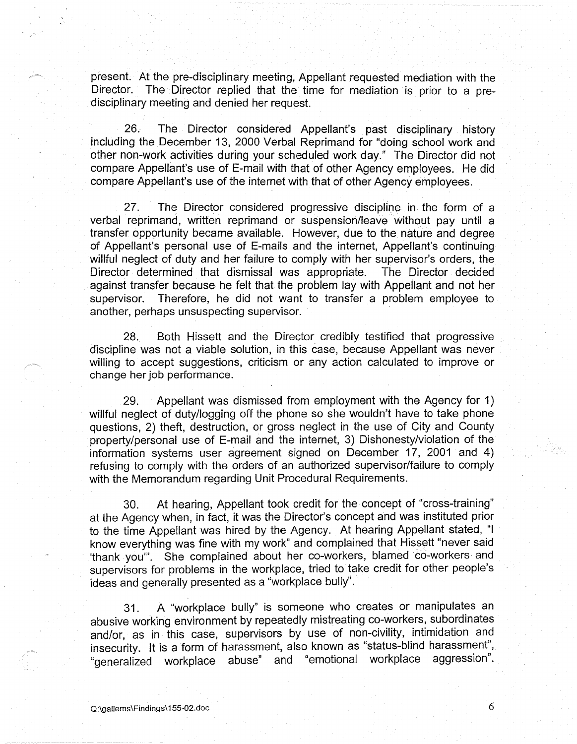present. At the pre-disciplinary meeting, Appellant requested mediation with the Director. The Director replied that the time for mediation is prior to a pre-disciplinary meeting and denied her request.

26. The Director considered Appellant's past disciplinary history including the December 13, 2000 Verbal Reprimand for "doing school work and other non-work activities during your scheduled work day." The Director did not compare Appellant's use of E-mail with that of other Agency employees. He did compare Appellant's use of the internet with that of other Agency employees.

27. The Director considered progressive discipline in the form of a verbal reprimand, written reprimand or suspension/leave without pay until a transfer opportunity became available. However, due to the nature and degree of Appellant's personal use of E-mails and the internet, Appellant's continuing willful neglect of duty and her failure to comply with her supervisor's orders, the Director determined that dismissal was appropriate. The Director decided against transfer because he felt that the problem lay with Appellant and not her supervisor. Therefore, he did not want to transfer a problem employee to another, perhaps unsuspecting supervisor.

28. Both Hissett and the Director credibly testified that progressive discipline was not a viable solution, in this case, because Appellant was never willing to accept suggestions, criticism or any action calculated to improve or change her job performance.

29. Appellant was dismissed from employment with the Agency for 1) willful neglect of duty/logging off the phone so she wouldn't have to take phone questions, 2) theft, destruction, or gross neglect in the use of City and County property/personal use of E-mail and the internet, 3) Dishonesty/violation of the information systems user agreement signed on December 17, 2001 and 4) refusing to comply with the orders of an authorized supervisor/failure to comply with the Memorandum regarding Unit Procedural Requirements.

30. At hearing, Appellant took credit for the concept of "cross-training" at the Agency when, in fact, it was the Director's concept and was instituted prior to the time Appellant was hired by the Agency. At hearing Appellant stated, "I know everything was fine with my work" and complained that Hissett "never said 'thank you'". She complained about her co-workers, blamed co-workers and supervisors for problems in the workplace, tried to take credit for other people's ideas and generally presented as a "workplace bully".

31. A "workplace bully" is someone who creates or manipulates an abusive working environment by repeatedly mistreating co-workers, subordinates and/or, as in this case, supervisors by use of non-civility, intimidation and insecurity. It is a form of harassment, also known as "status-blind harassment", "generalized workplace abuse" and "emotional workplace aggression".

Q:\gallems\Findings\155-02.doc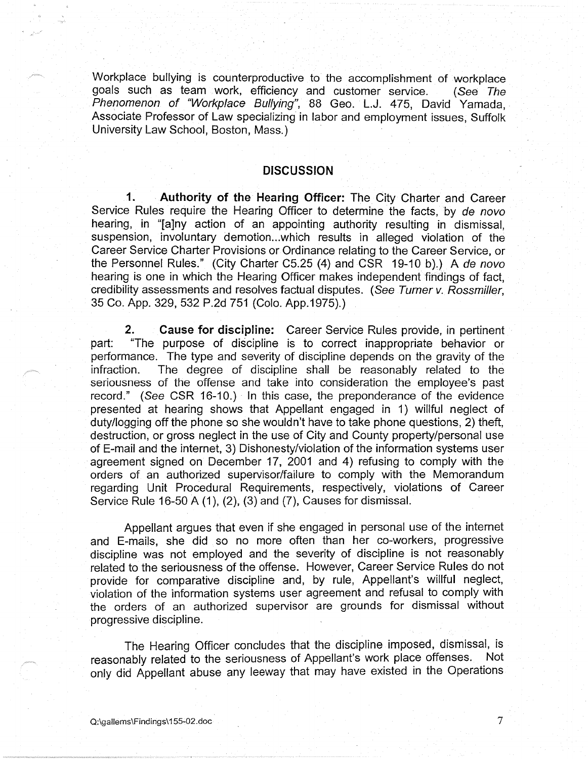Workplace bullying is counterproductive to the accomplishment of workplace goals such as team work, efficiency and customer service. (*See The Phenomenon of "Workplace Bullying"*, 88 Geo. L.J. 475, David Yamada, Associate Professor of Law specializing in labor and employment issues, Suffolk University Law School, Boston, Mass.)

## DISCUSSION

**1. Authority of the Hearing Officer:** The City Charter and Career Service Rules require the Hearing Officer to determine the facts, by *de novo* hearing, in "[a]ny action of an appointing authority resulting in dismissal, suspension, involuntary demotion...which results in alleged violation of the Career Service Charter Provisions or Ordinance relating to the Career Service, or the Personnel Rules." (City Charter C5.25 (4) and CSR 19-10 b).) A *de novo* hearing is one in which the Hearing Officer makes independent findings of fact, credibility assessments and resolves factual disputes. (*See Turner v. Rossmiller*, 35 Co. App. 329, 532 P.2d 751 (Colo. App.1975).)

**2. Cause for discipline:** Career Service Rules provide, in pertinent part: "The purpose of discipline is to correct inappropriate behavior or performance. The type and severity of discipline depends on the gravity of the infraction. The degree of discipline shall be reasonably related to the seriousness of the offense and take into consideration the employee's past record." (*See* CSR 16-10.) In this case, the preponderance of the evidence presented at hearing shows that Appellant engaged in 1) willful neglect of duty/logging off the phone so she wouldn't have to take phone questions, 2) theft, destruction, or gross neglect in the use of City and County property/personal use of E-mail and the internet, 3) Dishonesty/violation of the information systems user agreement signed on December 17, 2001 and 4) refusing to comply with the orders of an authorized supervisor/failure to comply with the Memorandum regarding Unit Procedural Requirements, respectively, violations of Career Service Rule 16-50 A (1), (2), (3) and (7), Causes for dismissal.

Appellant argues that even if she engaged in personal use of the internet and E-mails, she did so no more often than her co-workers, progressive discipline was not employed and the severity of discipline is not reasonably related to the seriousness of the offense. However, Career Service Rules do not provide for comparative discipline and, by rule, Appellant's willful neglect, violation of the information systems user agreement and refusal to comply with the orders of an authorized supervisor are grounds for dismissal without progressive discipline.

The Hearing Officer concludes that the discipline imposed, dismissal, is reasonably related to the seriousness of Appellant's work place offenses. Not only did Appellant abuse any leeway that may have existed in the Operations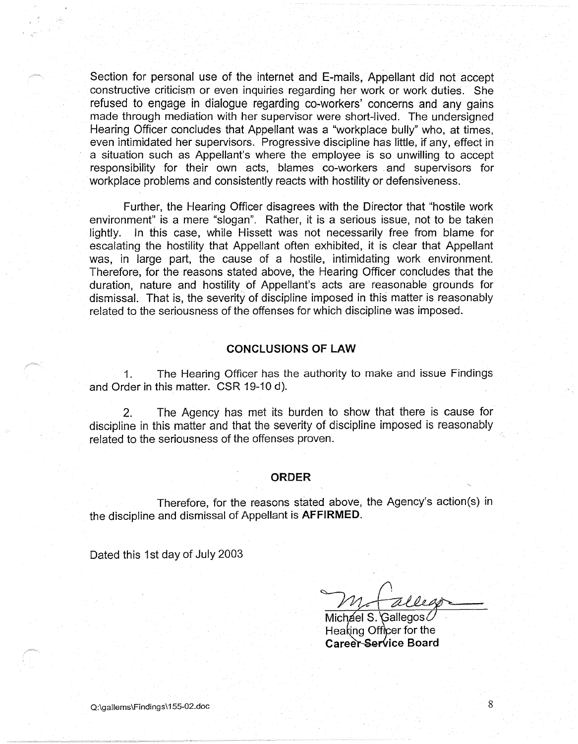Section for personal use of the internet and E-mails, Appellant did not accept constructive criticism or even inquiries regarding her work or work duties. She refused to engage in dialogue regarding co-workers' concerns and any gains made through mediation with her supervisor were short-lived. The undersigned Hearing Officer concludes that Appellant was a "workplace bully" who, at times, even intimidated her supervisors. Progressive discipline has little, if any, effect in a situation such as Appellant's where the employee is so unwilling to accept responsibility for their own acts, blames co-workers and supervisors for workplace problems and consistently reacts with hostility or defensiveness.

Further, the Hearing Officer disagrees with the Director that "hostile work environment" is a mere "slogan". Rather, it is a serious issue, not to be taken lightly. In this case, while Hissett was not necessarily free from blame for escalating the hostility that Appellant often exhibited, it is clear that Appellant was, in large part, the cause of a hostile, intimidating work environment. Therefore, for the reasons stated above, the Hearing Officer concludes that the duration, nature and hostility of Appellant's acts are reasonable grounds for dismissal. That is, the severity of discipline imposed in this matter is reasonably related to the seriousness of the offenses for which discipline was imposed.

## CONCLUSIONS OF LAW

1. The Hearing Officer has the authority to make and issue Findings and Order in this matter. CSR 19-10 d).

2. The Agency has met its burden to show that there is cause for discipline in this matter and that the severity of discipline imposed is reasonably related to the seriousness of the offenses proven.

## ORDER

Therefore, for the reasons stated above, the Agency's action(s) in the discipline and dismissal of Appellant is **AFFIRMED**.

Dated this 1st day of July 2003

Michael S. Gallegos
Hearing Officer for the
**Career Service Board**

Q:\gallems\Findings\155-02.doc